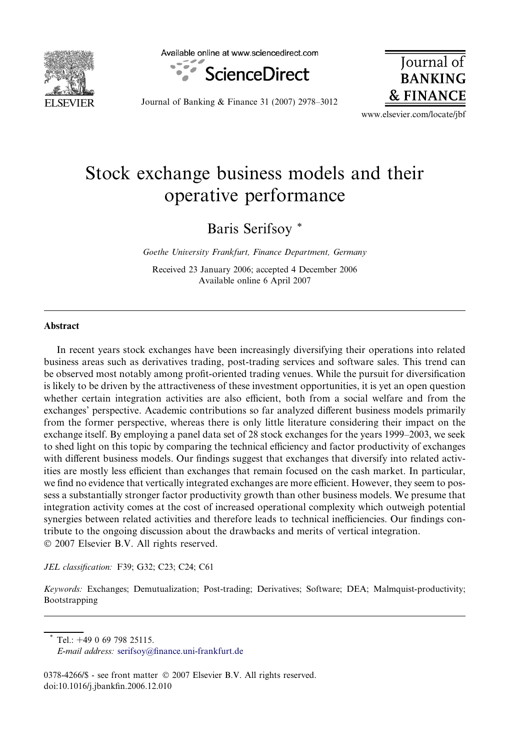# Stock exchange business models and their operative performance

Baris Serifsoy *

*Goethe University Frankfurt, Finance Department, Germany*

Received 23 January 2006; accepted 4 December 2006
Available online 6 April 2007

## Abstract

In recent years stock exchanges have been increasingly diversifying their operations into related business areas such as derivatives trading, post-trading services and software sales. This trend can be observed most notably among profit-oriented trading venues. While the pursuit for diversification is likely to be driven by the attractiveness of these investment opportunities, it is yet an open question whether certain integration activities are also efficient, both from a social welfare and from the exchanges' perspective. Academic contributions so far analyzed different business models primarily from the former perspective, whereas there is only little literature considering their impact on the exchange itself. By employing a panel data set of 28 stock exchanges for the years 1999–2003, we seek to shed light on this topic by comparing the technical efficiency and factor productivity of exchanges with different business models. Our findings suggest that exchanges that diversify into related activities are mostly less efficient than exchanges that remain focused on the cash market. In particular, we find no evidence that vertically integrated exchanges are more efficient. However, they seem to possess a substantially stronger factor productivity growth than other business models. We presume that integration activity comes at the cost of increased operational complexity which outweigh potential synergies between related activities and therefore leads to technical inefficiencies. Our findings contribute to the ongoing discussion about the drawbacks and merits of vertical integration.
© 2007 Elsevier B.V. All rights reserved.

*JEL classification:* F39; G32; C23; C24; C61

*Keywords:* Exchanges; Demutualization; Post-trading; Derivatives; Software; DEA; Malmquist-productivity; Bootstrapping

---

\* Tel.: +49 0 69 798 25115.
*E-mail address:* serifsoy@finance.uni-frankfurt.de

0378-4266/$ - see front matter © 2007 Elsevier B.V. All rights reserved.
doi:10.1016/j.jbankfin.2006.12.010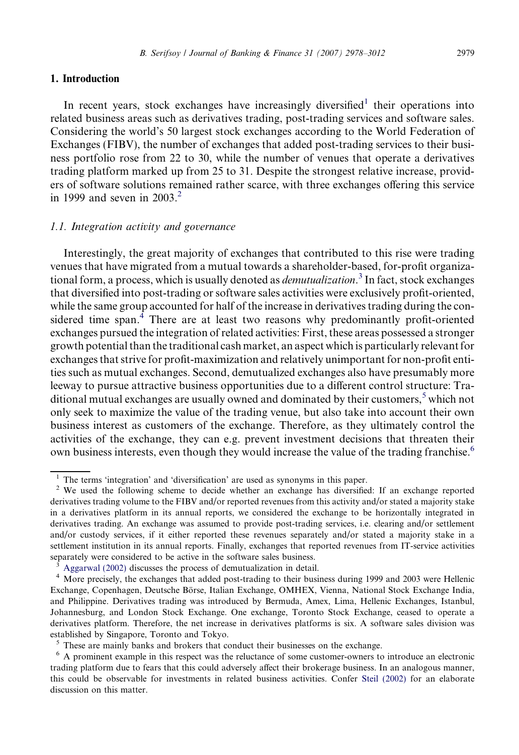## 1. Introduction

In recent years, stock exchanges have increasingly diversified[1] their operations into related business areas such as derivatives trading, post-trading services and software sales. Considering the world's 50 largest stock exchanges according to the World Federation of Exchanges (FIBV), the number of exchanges that added post-trading services to their business portfolio rose from 22 to 30, while the number of venues that operate a derivatives trading platform marked up from 25 to 31. Despite the strongest relative increase, providers of software solutions remained rather scarce, with three exchanges offering this service in 1999 and seven in 2003.[2]

### *1.1. Integration activity and governance*

Interestingly, the great majority of exchanges that contributed to this rise were trading venues that have migrated from a mutual towards a shareholder-based, for-profit organizational form, a process, which is usually denoted as *demutualization*.[3] In fact, stock exchanges that diversified into post-trading or software sales activities were exclusively profit-oriented, while the same group accounted for half of the increase in derivatives trading during the considered time span.[4] There are at least two reasons why predominantly profit-oriented exchanges pursued the integration of related activities: First, these areas possessed a stronger growth potential than the traditional cash market, an aspect which is particularly relevant for exchanges that strive for profit-maximization and relatively unimportant for non-profit entities such as mutual exchanges. Second, demutualized exchanges also have presumably more leeway to pursue attractive business opportunities due to a different control structure: Traditional mutual exchanges are usually owned and dominated by their customers,[5] which not only seek to maximize the value of the trading venue, but also take into account their own business interest as customers of the exchange. Therefore, as they ultimately control the activities of the exchange, they can e.g. prevent investment decisions that threaten their own business interests, even though they would increase the value of the trading franchise.[6]

---

[1] The terms 'integration' and 'diversification' are used as synonyms in this paper.

[2] We used the following scheme to decide whether an exchange has diversified: If an exchange reported derivatives trading volume to the FIBV and/or reported revenues from this activity and/or stated a majority stake in a derivatives platform in its annual reports, we considered the exchange to be horizontally integrated in derivatives trading. An exchange was assumed to provide post-trading services, i.e. clearing and/or settlement and/or custody services, if it either reported these revenues separately and/or stated a majority stake in a settlement institution in its annual reports. Finally, exchanges that reported revenues from IT-service activities separately were considered to be active in the software sales business.

[3] Aggarwal (2002) discusses the process of demutualization in detail.

[4] More precisely, the exchanges that added post-trading to their business during 1999 and 2003 were Hellenic Exchange, Copenhagen, Deutsche Börse, Italian Exchange, OMHEX, Vienna, National Stock Exchange India, and Philippine. Derivatives trading was introduced by Bermuda, Amex, Lima, Hellenic Exchanges, Istanbul, Johannesburg, and London Stock Exchange. One exchange, Toronto Stock Exchange, ceased to operate a derivatives platform. Therefore, the net increase in derivatives platforms is six. A software sales division was established by Singapore, Toronto and Tokyo.

[5] These are mainly banks and brokers that conduct their businesses on the exchange.

[6] A prominent example in this respect was the reluctance of some customer-owners to introduce an electronic trading platform due to fears that this could adversely affect their brokerage business. In an analogous manner, this could be observable for investments in related business activities. Confer Steil (2002) for an elaborate discussion on this matter.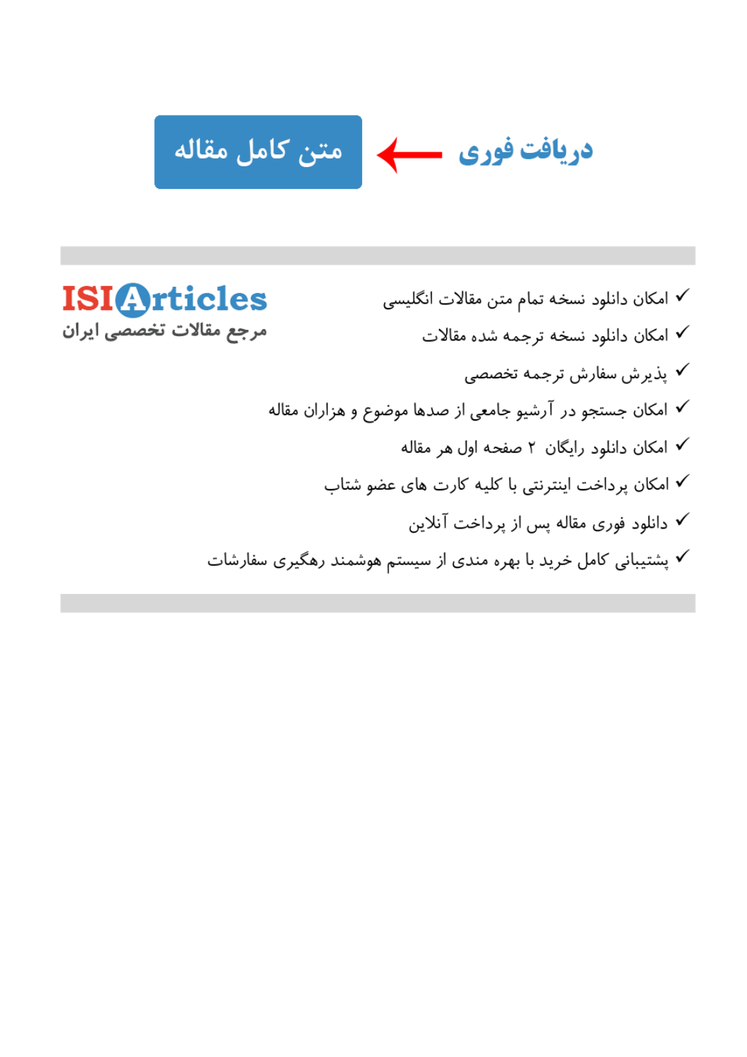دریافت فوری ← **متن کامل مقاله**

**ISIArticles**

**مرجع مقالات تخصصی ایران**

- ✓ امکان دانلود نسخه تمام متن مقالات انگلیسی
- ✓ امکان دانلود نسخه ترجمه شده مقالات
- ✓ پذیرش سفارش ترجمه تخصصی
- ✓ امکان جستجو در آرشیو جامعی از صدها موضوع و هزاران مقاله
- ✓ امکان دانلود رایگان ۲ صفحه اول هر مقاله
- ✓ امکان پرداخت اینترنتی با کلیه کارت های عضو شتاب
- ✓ دانلود فوری مقاله پس از پرداخت آنلاین
- ✓ پشتیبانی کامل خرید با بهره مندی از سیستم هوشمند رهگیری سفارشات